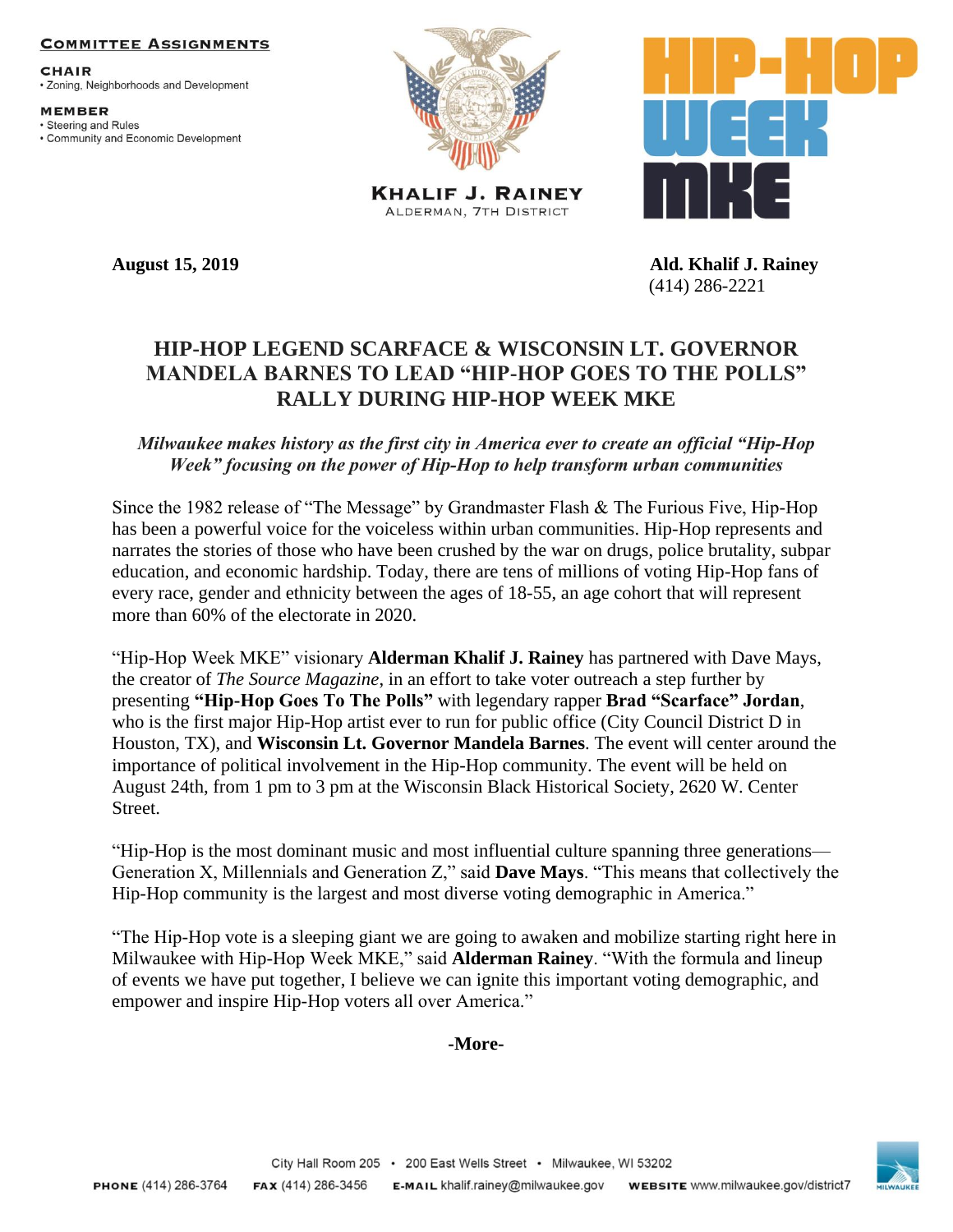**COMMITTEE ASSIGNMENTS**

**CHAIR**
- Zoning, Neighborhoods and Development

**MEMBER**
- Steering and Rules
- Community and Economic Development

**KHALIF J. RAINEY**
ALDERMAN, 7TH DISTRICT

HIP-HOP WEEK MKE

**August 15, 2019**

**Ald. Khalif J. Rainey**
(414) 286-2221

# HIP-HOP LEGEND SCARFACE & WISCONSIN LT. GOVERNOR MANDELA BARNES TO LEAD "HIP-HOP GOES TO THE POLLS" RALLY DURING HIP-HOP WEEK MKE

***Milwaukee makes history as the first city in America ever to create an official "Hip-Hop Week" focusing on the power of Hip-Hop to help transform urban communities***

Since the 1982 release of "The Message" by Grandmaster Flash & The Furious Five, Hip-Hop has been a powerful voice for the voiceless within urban communities. Hip-Hop represents and narrates the stories of those who have been crushed by the war on drugs, police brutality, subpar education, and economic hardship. Today, there are tens of millions of voting Hip-Hop fans of every race, gender and ethnicity between the ages of 18-55, an age cohort that will represent more than 60% of the electorate in 2020.

"Hip-Hop Week MKE" visionary **Alderman Khalif J. Rainey** has partnered with Dave Mays, the creator of *The Source Magazine*, in an effort to take voter outreach a step further by presenting **"Hip-Hop Goes To The Polls"** with legendary rapper **Brad "Scarface" Jordan**, who is the first major Hip-Hop artist ever to run for public office (City Council District D in Houston, TX), and **Wisconsin Lt. Governor Mandela Barnes**. The event will center around the importance of political involvement in the Hip-Hop community. The event will be held on August 24th, from 1 pm to 3 pm at the Wisconsin Black Historical Society, 2620 W. Center Street.

"Hip-Hop is the most dominant music and most influential culture spanning three generations—Generation X, Millennials and Generation Z," said **Dave Mays**. "This means that collectively the Hip-Hop community is the largest and most diverse voting demographic in America."

"The Hip-Hop vote is a sleeping giant we are going to awaken and mobilize starting right here in Milwaukee with Hip-Hop Week MKE," said **Alderman Rainey**. "With the formula and lineup of events we have put together, I believe we can ignite this important voting demographic, and empower and inspire Hip-Hop voters all over America."

**-More-**

City Hall Room 205 • 200 East Wells Street • Milwaukee, WI 53202

**PHONE** (414) 286-3764 **FAX** (414) 286-3456 **E-MAIL** khalif.rainey@milwaukee.gov **WEBSITE** www.milwaukee.gov/district7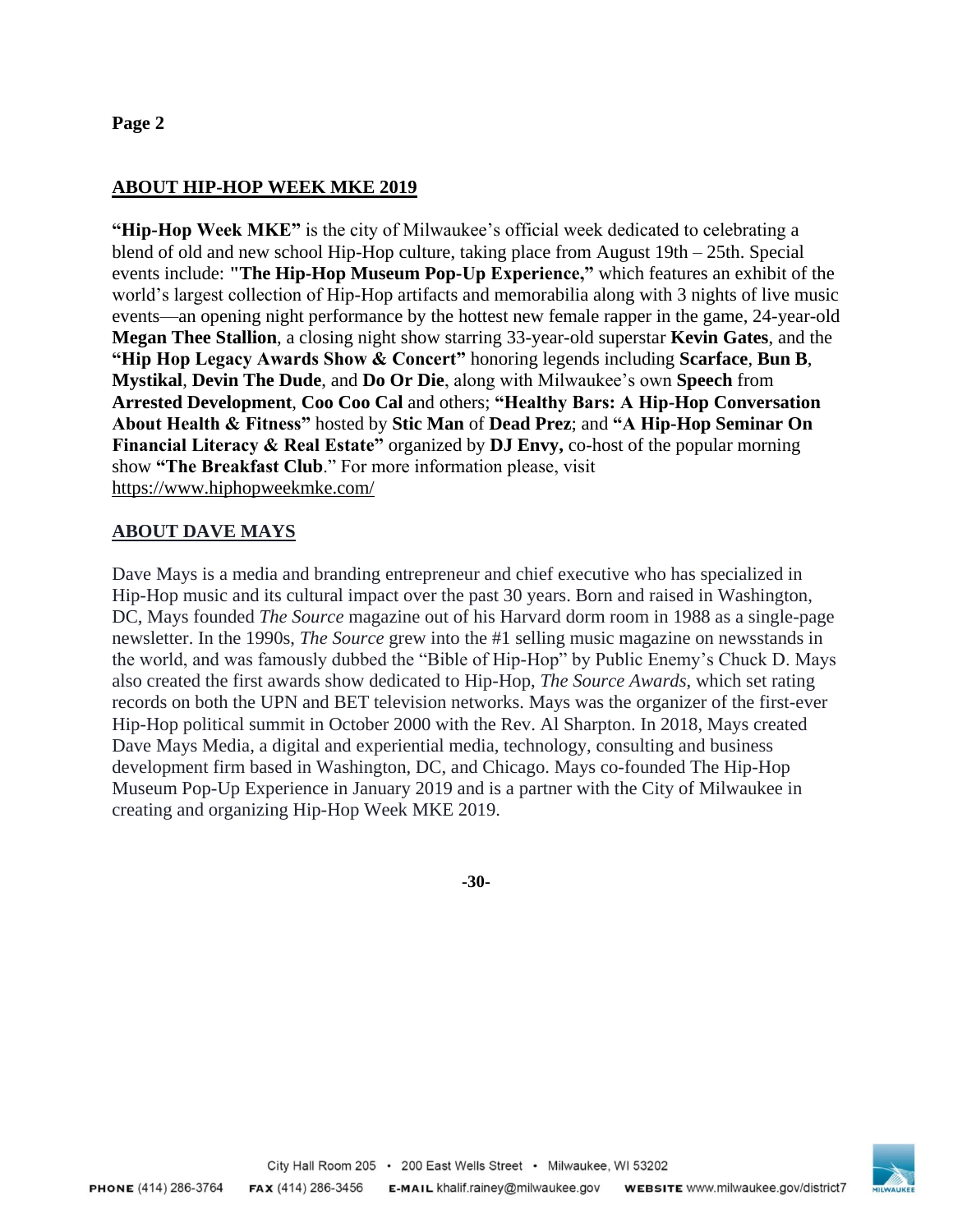## ABOUT HIP-HOP WEEK MKE 2019

**"Hip-Hop Week MKE"** is the city of Milwaukee's official week dedicated to celebrating a blend of old and new school Hip-Hop culture, taking place from August 19th – 25th. Special events include: **"The Hip-Hop Museum Pop-Up Experience,"** which features an exhibit of the world's largest collection of Hip-Hop artifacts and memorabilia along with 3 nights of live music events—an opening night performance by the hottest new female rapper in the game, 24-year-old **Megan Thee Stallion**, a closing night show starring 33-year-old superstar **Kevin Gates**, and the **"Hip Hop Legacy Awards Show & Concert"** honoring legends including **Scarface**, **Bun B**, **Mystikal**, **Devin The Dude**, and **Do Or Die**, along with Milwaukee's own **Speech** from **Arrested Development**, **Coo Coo Cal** and others; **"Healthy Bars: A Hip-Hop Conversation About Health & Fitness"** hosted by **Stic Man** of **Dead Prez**; and **"A Hip-Hop Seminar On Financial Literacy & Real Estate"** organized by **DJ Envy,** co-host of the popular morning show **"The Breakfast Club**." For more information please, visit https://www.hiphopweekmke.com/

## ABOUT DAVE MAYS

Dave Mays is a media and branding entrepreneur and chief executive who has specialized in Hip-Hop music and its cultural impact over the past 30 years. Born and raised in Washington, DC, Mays founded *The Source* magazine out of his Harvard dorm room in 1988 as a single-page newsletter. In the 1990s, *The Source* grew into the #1 selling music magazine on newsstands in the world, and was famously dubbed the "Bible of Hip-Hop" by Public Enemy's Chuck D. Mays also created the first awards show dedicated to Hip-Hop, *The Source Awards*, which set rating records on both the UPN and BET television networks. Mays was the organizer of the first-ever Hip-Hop political summit in October 2000 with the Rev. Al Sharpton. In 2018, Mays created Dave Mays Media, a digital and experiential media, technology, consulting and business development firm based in Washington, DC, and Chicago. Mays co-founded The Hip-Hop Museum Pop-Up Experience in January 2019 and is a partner with the City of Milwaukee in creating and organizing Hip-Hop Week MKE 2019.

**-30-**

City Hall Room 205 • 200 East Wells Street • Milwaukee, WI 53202

**PHONE** (414) 286-3764 **FAX** (414) 286-3456 **E-MAIL** khalif.rainey@milwaukee.gov **WEBSITE** www.milwaukee.gov/district7